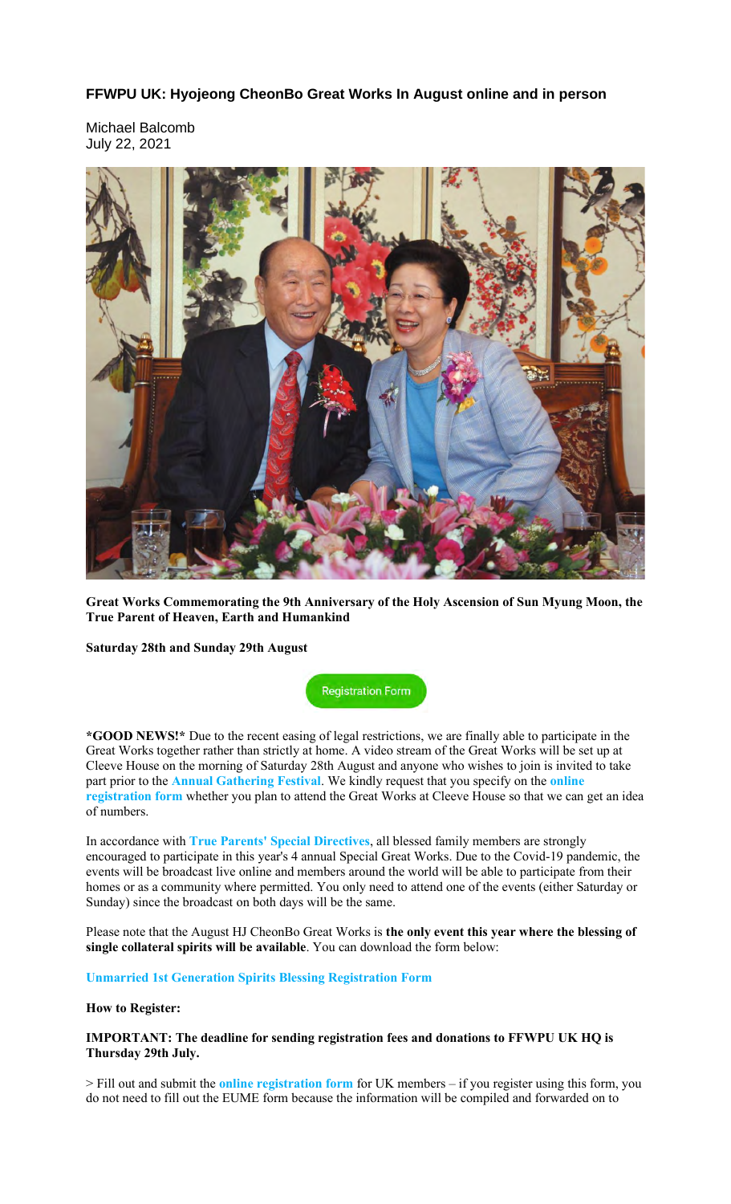## FFWPU UK: Hyojeong CheonBo Great Works In August online and in person

Michael Balcomb
July 22, 2021

**Great Works Commemorating the 9th Anniversary of the Holy Ascension of Sun Myung Moon, the True Parent of Heaven, Earth and Humankind**

**Saturday 28th and Sunday 29th August**

Registration Form

**\*GOOD NEWS!\*** Due to the recent easing of legal restrictions, we are finally able to participate in the Great Works together rather than strictly at home. A video stream of the Great Works will be set up at Cleeve House on the morning of Saturday 28th August and anyone who wishes to join is invited to take part prior to the **Annual Gathering Festival**. We kindly request that you specify on the **online registration form** whether you plan to attend the Great Works at Cleeve House so that we can get an idea of numbers.

In accordance with **True Parents' Special Directives**, all blessed family members are strongly encouraged to participate in this year's 4 annual Special Great Works. Due to the Covid-19 pandemic, the events will be broadcast live online and members around the world will be able to participate from their homes or as a community where permitted. You only need to attend one of the events (either Saturday or Sunday) since the broadcast on both days will be the same.

Please note that the August HJ CheonBo Great Works is **the only event this year where the blessing of single collateral spirits will be available**. You can download the form below:

**Unmarried 1st Generation Spirits Blessing Registration Form**

**How to Register:**

**IMPORTANT: The deadline for sending registration fees and donations to FFWPU UK HQ is Thursday 29th July.**

> Fill out and submit the **online registration form** for UK members – if you register using this form, you do not need to fill out the EUME form because the information will be compiled and forwarded on to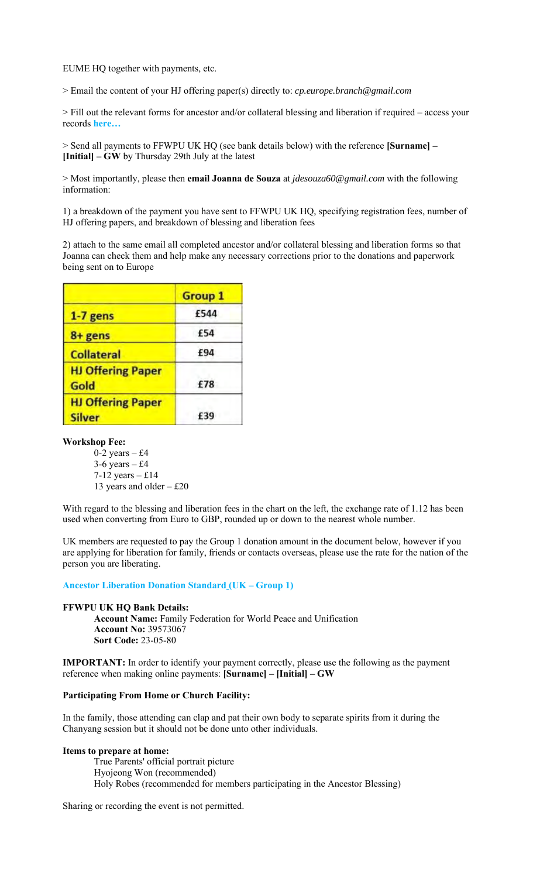EUME HQ together with payments, etc.

> Email the content of your HJ offering paper(s) directly to: *cp.europe.branch@gmail.com*

> Fill out the relevant forms for ancestor and/or collateral blessing and liberation if required – access your records **here…**

> Send all payments to FFWPU UK HQ (see bank details below) with the reference **[Surname] – [Initial] – GW** by Thursday 29th July at the latest

> Most importantly, please then **email Joanna de Souza** at *jdesouza60@gmail.com* with the following information:

1) a breakdown of the payment you have sent to FFWPU UK HQ, specifying registration fees, number of HJ offering papers, and breakdown of blessing and liberation fees

2) attach to the same email all completed ancestor and/or collateral blessing and liberation forms so that Joanna can check them and help make any necessary corrections prior to the donations and paperwork being sent on to Europe

| | Group 1 |
|---|---|
| 1-7 gens | £544 |
| 8+ gens | £54 |
| Collateral | £94 |
| HJ Offering Paper Gold | £78 |
| HJ Offering Paper Silver | £39 |

**Workshop Fee:**

- 0-2 years – £4
- 3-6 years – £4
- 7-12 years – £14
- 13 years and older – £20

With regard to the blessing and liberation fees in the chart on the left, the exchange rate of 1.12 has been used when converting from Euro to GBP, rounded up or down to the nearest whole number.

UK members are requested to pay the Group 1 donation amount in the document below, however if you are applying for liberation for family, friends or contacts overseas, please use the rate for the nation of the person you are liberating.

**Ancestor Liberation Donation Standard (UK – Group 1)**

**FFWPU UK HQ Bank Details:**

**Account Name:** Family Federation for World Peace and Unification
**Account No:** 39573067
**Sort Code:** 23-05-80

**IMPORTANT:** In order to identify your payment correctly, please use the following as the payment reference when making online payments: **[Surname] – [Initial] – GW**

**Participating From Home or Church Facility:**

In the family, those attending can clap and pat their own body to separate spirits from it during the Chanyang session but it should not be done unto other individuals.

**Items to prepare at home:**

- True Parents' official portrait picture
- Hyojeong Won (recommended)
- Holy Robes (recommended for members participating in the Ancestor Blessing)

Sharing or recording the event is not permitted.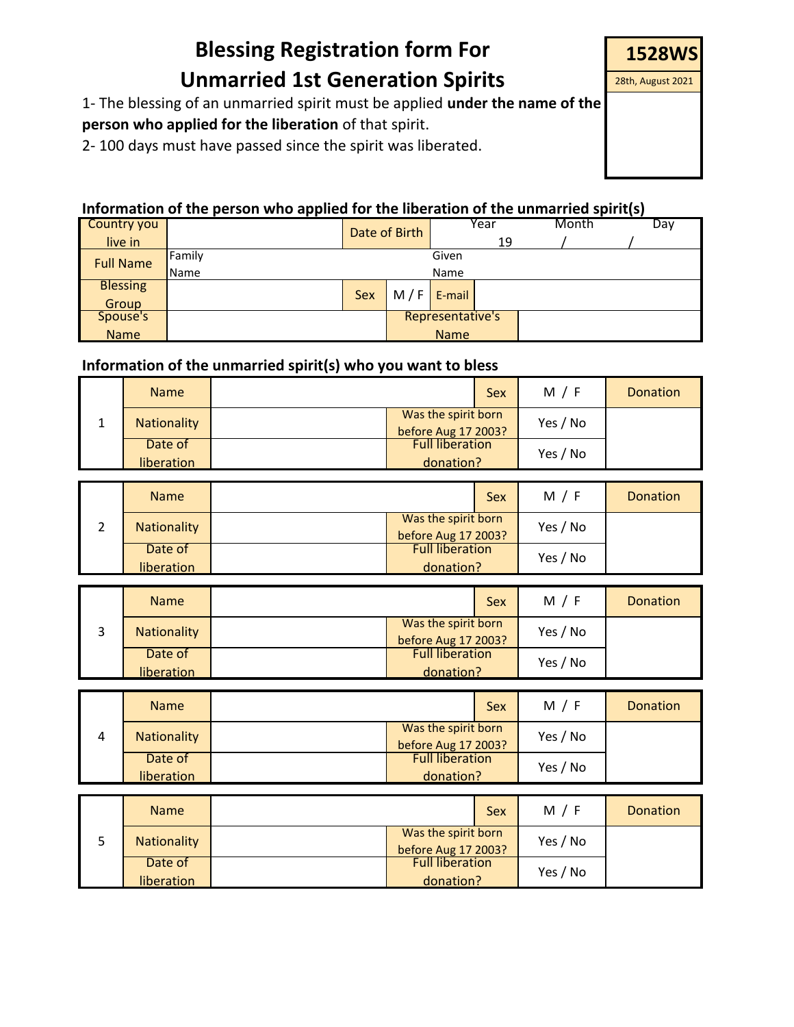# Blessing Registration form For Unmarried 1st Generation Spirits

| 1528WS |
|---|
| 28th, August 2021 |

1- The blessing of an unmarried spirit must be applied **under the name of the person who applied for the liberation** of that spirit.

2- 100 days must have passed since the spirit was liberated.

### Information of the person who applied for the liberation of the unmarried spirit(s)

| Country you live in | | Date of Birth | Year 19 | Month / | Day / |
|---|---|---|---|---|---|
| Full Name | Family Name | | Given Name | | |
| Blessing Group | | Sex | M / F | E-mail | |
| Spouse's Name | | Representative's Name | | | |

### Information of the unmarried spirit(s) who you want to bless

| | | | | | |
|---|---|---|---|---|---|
| 1 | Name | | Sex | M / F | Donation |
| | Nationality | | Was the spirit born before Aug 17 2003? | Yes / No | |
| | Date of liberation | | Full liberation donation? | Yes / No | |

| | | | | | |
|---|---|---|---|---|---|
| 2 | Name | | Sex | M / F | Donation |
| | Nationality | | Was the spirit born before Aug 17 2003? | Yes / No | |
| | Date of liberation | | Full liberation donation? | Yes / No | |

| | | | | | |
|---|---|---|---|---|---|
| 3 | Name | | Sex | M / F | Donation |
| | Nationality | | Was the spirit born before Aug 17 2003? | Yes / No | |
| | Date of liberation | | Full liberation donation? | Yes / No | |

| | | | | | |
|---|---|---|---|---|---|
| 4 | Name | | Sex | M / F | Donation |
| | Nationality | | Was the spirit born before Aug 17 2003? | Yes / No | |
| | Date of liberation | | Full liberation donation? | Yes / No | |

| | | | | | |
|---|---|---|---|---|---|
| 5 | Name | | Sex | M / F | Donation |
| | Nationality | | Was the spirit born before Aug 17 2003? | Yes / No | |
| | Date of liberation | | Full liberation donation? | Yes / No | |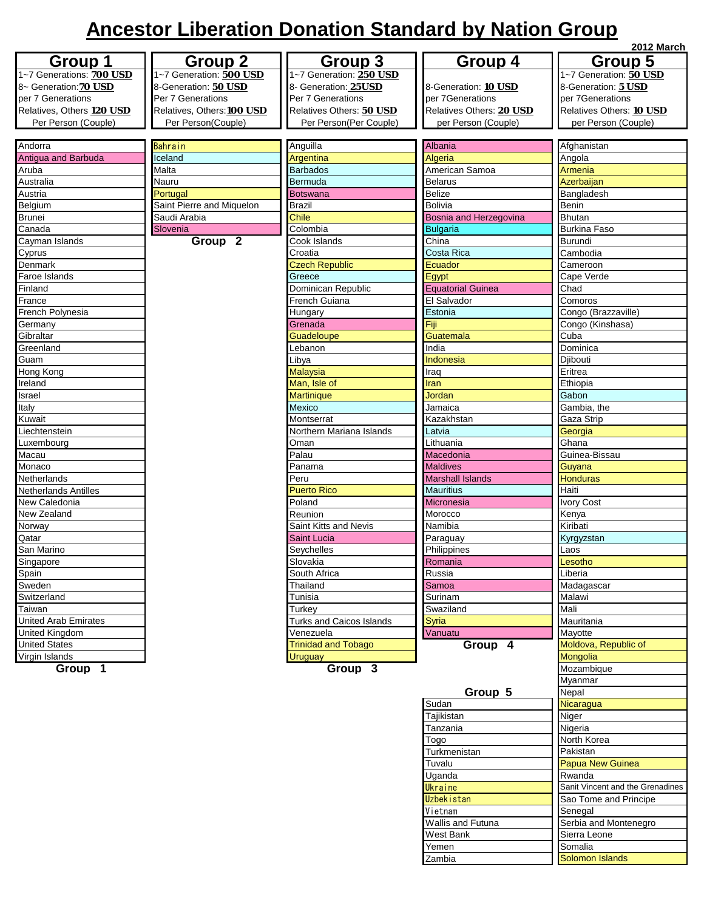# Ancestor Liberation Donation Standard by Nation Group

2012 March

| Group 1 | Group 2 | Group 3 | Group 4 | Group 5 |
|---|---|---|---|---|
| 1~7 Generations: **700 USD**<br>8~ Generation: **70 USD**<br>per 7 Generations<br>Relatives, Others **120 USD**<br>Per Person (Couple) | 1~7 Generation: **500 USD**<br>8-Generation: **50 USD**<br>Per 7 Generations<br>Relatives, Others: **100 USD**<br>Per Person(Couple) | 1~7 Generation: **250 USD**<br>8- Generation: **25USD**<br>Per 7 Generations<br>Relatives Others: **50 USD**<br>Per Person(Per Couple) | 8-Generation: **10 USD**<br>per 7Generations<br>Relatives Others: **20 USD**<br>per Person (Couple) | 1~7 Generation: **50 USD**<br>8-Generation: **5 USD**<br>per 7Generations<br>Relatives Others: **10 USD**<br>per Person (Couple) |

## Group 1

| |
|---|
| Andorra |
| Antigua and Barbuda |
| Aruba |
| Australia |
| Austria |
| Belgium |
| Brunei |
| Canada |
| Cayman Islands |
| Cyprus |
| Denmark |
| Faroe Islands |
| Finland |
| France |
| French Polynesia |
| Germany |
| Gibraltar |
| Greenland |
| Guam |
| Hong Kong |
| Ireland |
| Israel |
| Italy |
| Kuwait |
| Liechtenstein |
| Luxembourg |
| Macau |
| Monaco |
| Netherlands |
| Netherlands Antilles |
| New Caledonia |
| New Zealand |
| Norway |
| Qatar |
| San Marino |
| Singapore |
| Spain |
| Sweden |
| Switzerland |
| Taiwan |
| United Arab Emirates |
| United Kingdom |
| United States |
| Virgin Islands |

## Group 2

| |
|---|
| Bahrain |
| Iceland |
| Malta |
| Nauru |
| Portugal |
| Saint Pierre and Miquelon |
| Saudi Arabia |
| Slovenia |

## Group 3

| |
|---|
| Anguilla |
| Argentina |
| Barbados |
| Bermuda |
| Botswana |
| Brazil |
| Chile |
| Colombia |
| Cook Islands |
| Croatia |
| Czech Republic |
| Greece |
| Dominican Republic |
| French Guiana |
| Hungary |
| Grenada |
| Guadeloupe |
| Lebanon |
| Libya |
| Malaysia |
| Man, Isle of |
| Martinique |
| Mexico |
| Montserrat |
| Northern Mariana Islands |
| Oman |
| Palau |
| Panama |
| Peru |
| Puerto Rico |
| Poland |
| Reunion |
| Saint Kitts and Nevis |
| Saint Lucia |
| Seychelles |
| Slovakia |
| South Africa |
| Thailand |
| Tunisia |
| Turkey |
| Turks and Caicos Islands |
| Venezuela |
| Trinidad and Tobago |
| Uruguay |

## Group 4

| |
|---|
| Albania |
| Algeria |
| American Samoa |
| Belarus |
| Belize |
| Bolivia |
| Bosnia and Herzegovina |
| Bulgaria |
| China |
| Costa Rica |
| Ecuador |
| Egypt |
| Equatorial Guinea |
| El Salvador |
| Estonia |
| Fiji |
| Guatemala |
| India |
| Indonesia |
| Iraq |
| Iran |
| Jordan |
| Jamaica |
| Kazakhstan |
| Latvia |
| Lithuania |
| Macedonia |
| Maldives |
| Marshall Islands |
| Mauritius |
| Micronesia |
| Morocco |
| Namibia |
| Paraguay |
| Philippines |
| Romania |
| Russia |
| Samoa |
| Surinam |
| Swaziland |
| Syria |
| Vanuatu |

## Group 5

| |
|---|
| Afghanistan |
| Angola |
| Armenia |
| Azerbaijan |
| Bangladesh |
| Benin |
| Bhutan |
| Burkina Faso |
| Burundi |
| Cambodia |
| Cameroon |
| Cape Verde |
| Chad |
| Comoros |
| Congo (Brazzaville) |
| Congo (Kinshasa) |
| Cuba |
| Dominica |
| Djibouti |
| Eritrea |
| Ethiopia |
| Gabon |
| Gambia, the |
| Gaza Strip |
| Georgia |
| Ghana |
| Guinea-Bissau |
| Guyana |
| Honduras |
| Haiti |
| Ivory Cost |
| Kenya |
| Kiribati |
| Kyrgyzstan |
| Laos |
| Lesotho |
| Liberia |
| Madagascar |
| Malawi |
| Mali |
| Mauritania |
| Mayotte |
| Moldova, Republic of |
| Mongolia |
| Mozambique |
| Myanmar |
| Nepal |
| Nicaragua |
| Niger |
| Nigeria |
| North Korea |
| Pakistan |
| Papua New Guinea |
| Rwanda |
| Sanit Vincent and the Grenadines |
| Sao Tome and Principe |
| Senegal |
| Serbia and Montenegro |
| Sierra Leone |
| Somalia |
| Solomon Islands |
| Sudan |
| Tajikistan |
| Tanzania |
| Togo |
| Turkmenistan |
| Tuvalu |
| Uganda |
| Ukraine |
| Uzbekistan |
| Vietnam |
| Wallis and Futuna |
| West Bank |
| Yemen |
| Zambia |